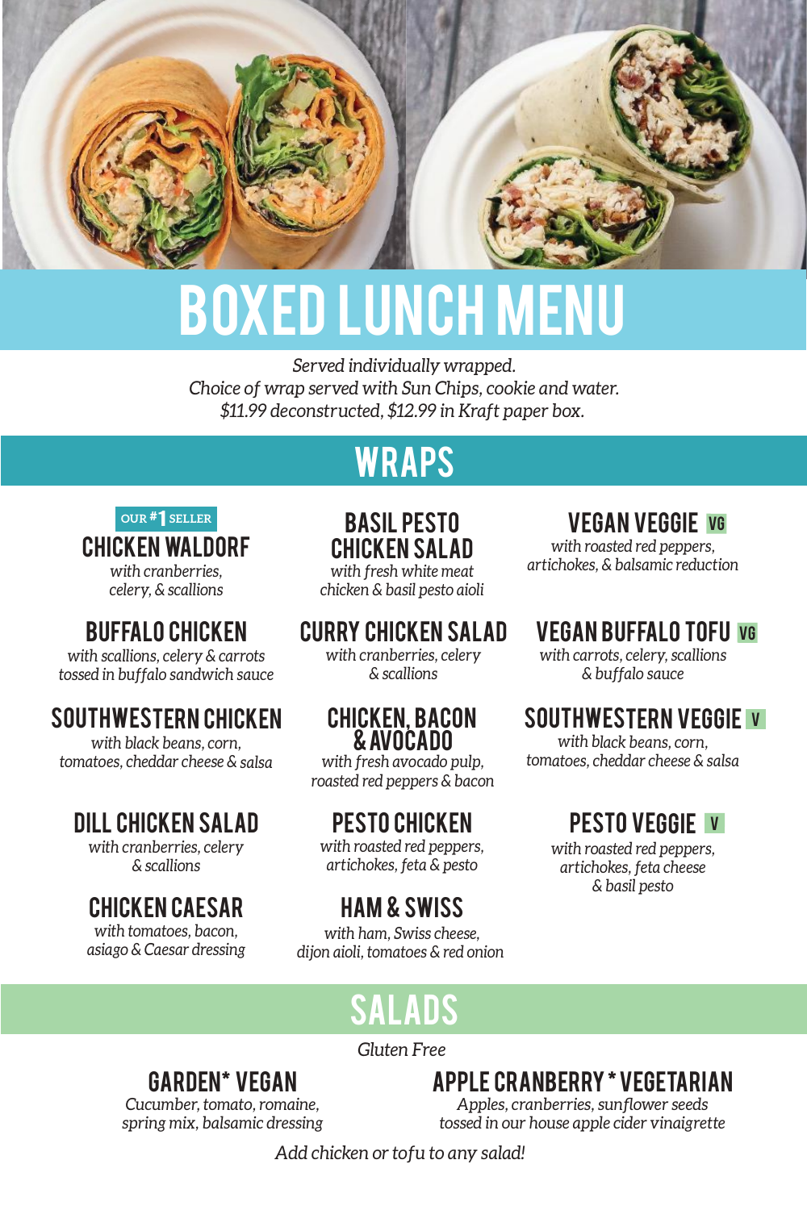# BOXED LUNCH MENU

*Served individually wrapped.*
*Choice of wrap served with Sun Chips, cookie and water.*
*$11.99 deconstructed, $12.99 in Kraft paper box.*

## WRAPS

OUR #1 SELLER

### CHICKEN WALDORF
*with cranberries, celery, & scallions*

### BUFFALO CHICKEN
*with scallions, celery & carrots tossed in buffalo sandwich sauce*

### SOUTHWESTERN CHICKEN
*with black beans, corn, tomatoes, cheddar cheese & salsa*

### DILL CHICKEN SALAD
*with cranberries, celery & scallions*

### CHICKEN CAESAR
*with tomatoes, bacon, asiago & Caesar dressing*

### BASIL PESTO CHICKEN SALAD
*with fresh white meat chicken & basil pesto aioli*

### CURRY CHICKEN SALAD
*with cranberries, celery & scallions*

### CHICKEN, BACON & AVOCADO
*with fresh avocado pulp, roasted red peppers & bacon*

### PESTO CHICKEN
*with roasted red peppers, artichokes, feta & pesto*

### HAM & SWISS
*with ham, Swiss cheese, dijon aioli, tomatoes & red onion*

### VEGAN VEGGIE VG
*with roasted red peppers, artichokes, & balsamic reduction*

### VEGAN BUFFALO TOFU VG
*with carrots, celery, scallions & buffalo sauce*

### SOUTHWESTERN VEGGIE V
*with black beans, corn, tomatoes, cheddar cheese & salsa*

### PESTO VEGGIE V
*with roasted red peppers, artichokes, feta cheese & basil pesto*

## SALADS

*Gluten Free*

### GARDEN* VEGAN
*Cucumber, tomato, romaine, spring mix, balsamic dressing*

### APPLE CRANBERRY * VEGETARIAN
*Apples, cranberries, sunflower seeds tossed in our house apple cider vinaigrette*

*Add chicken or tofu to any salad!*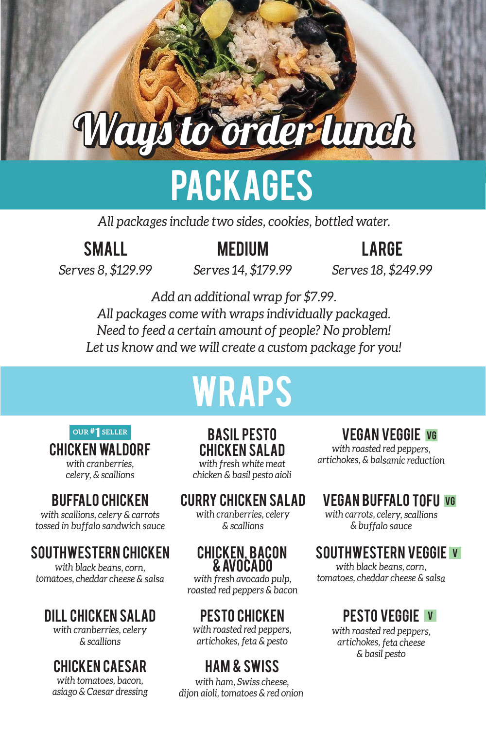# Ways to order lunch

## PACKAGES

*All packages include two sides, cookies, bottled water.*

### SMALL
*Serves 8, $129.99*

### MEDIUM
*Serves 14, $179.99*

### LARGE
*Serves 18, $249.99*

*Add an additional wrap for $7.99.*
*All packages come with wraps individually packaged.*
*Need to feed a certain amount of people? No problem!*
*Let us know and we will create a custom package for you!*

## WRAPS

OUR #1 SELLER

### CHICKEN WALDORF
*with cranberries, celery, & scallions*

### BUFFALO CHICKEN
*with scallions, celery & carrots tossed in buffalo sandwich sauce*

### SOUTHWESTERN CHICKEN
*with black beans, corn, tomatoes, cheddar cheese & salsa*

### DILL CHICKEN SALAD
*with cranberries, celery & scallions*

### CHICKEN CAESAR
*with tomatoes, bacon, asiago & Caesar dressing*

### BASIL PESTO CHICKEN SALAD
*with fresh white meat chicken & basil pesto aioli*

### CURRY CHICKEN SALAD
*with cranberries, celery & scallions*

### CHICKEN, BACON & AVOCADO
*with fresh avocado pulp, roasted red peppers & bacon*

### PESTO CHICKEN
*with roasted red peppers, artichokes, feta & pesto*

### HAM & SWISS
*with ham, Swiss cheese, dijon aioli, tomatoes & red onion*

### VEGAN VEGGIE VG
*with roasted red peppers, artichokes, & balsamic reduction*

### VEGAN BUFFALO TOFU VG
*with carrots, celery, scallions & buffalo sauce*

### SOUTHWESTERN VEGGIE V
*with black beans, corn, tomatoes, cheddar cheese & salsa*

### PESTO VEGGIE V
*with roasted red peppers, artichokes, feta cheese & basil pesto*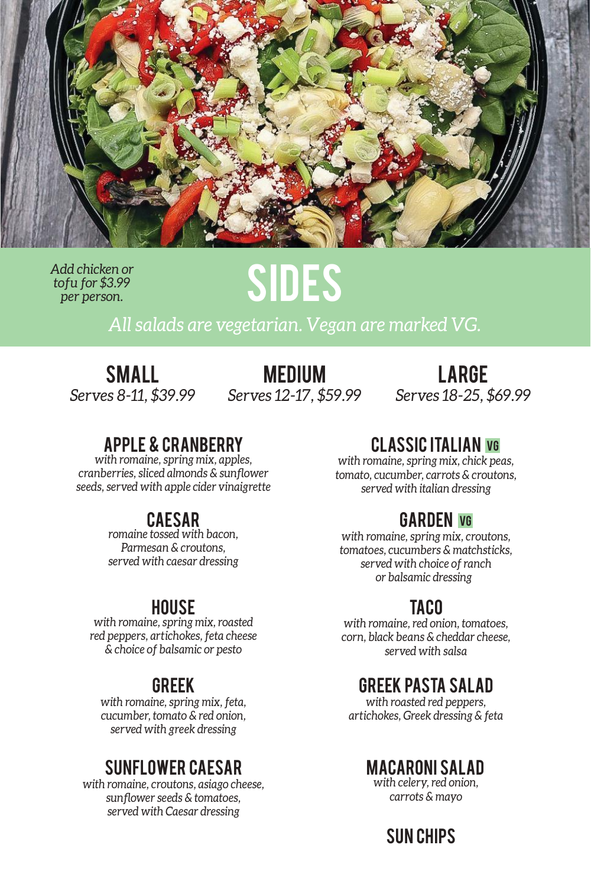# SIDES

*Add chicken or tofu for $3.99 per person.*

*All salads are vegetarian. Vegan are marked VG.*

**SMALL**
*Serves 8-11, $39.99*

**MEDIUM**
*Serves 12-17, $59.99*

**LARGE**
*Serves 18-25, $69.99*

## APPLE & CRANBERRY
*with romaine, spring mix, apples, cranberries, sliced almonds & sunflower seeds, served with apple cider vinaigrette*

## CAESAR
*romaine tossed with bacon, Parmesan & croutons, served with caesar dressing*

## HOUSE
*with romaine, spring mix, roasted red peppers, artichokes, feta cheese & choice of balsamic or pesto*

## GREEK
*with romaine, spring mix, feta, cucumber, tomato & red onion, served with greek dressing*

## SUNFLOWER CAESAR
*with romaine, croutons, asiago cheese, sunflower seeds & tomatoes, served with Caesar dressing*

## CLASSIC ITALIAN VG
*with romaine, spring mix, chick peas, tomato, cucumber, carrots & croutons, served with italian dressing*

## GARDEN VG
*with romaine, spring mix, croutons, tomatoes, cucumbers & matchsticks, served with choice of ranch or balsamic dressing*

## TACO
*with romaine, red onion, tomatoes, corn, black beans & cheddar cheese, served with salsa*

## GREEK PASTA SALAD
*with roasted red peppers, artichokes, Greek dressing & feta*

## MACARONI SALAD
*with celery, red onion, carrots & mayo*

## SUN CHIPS